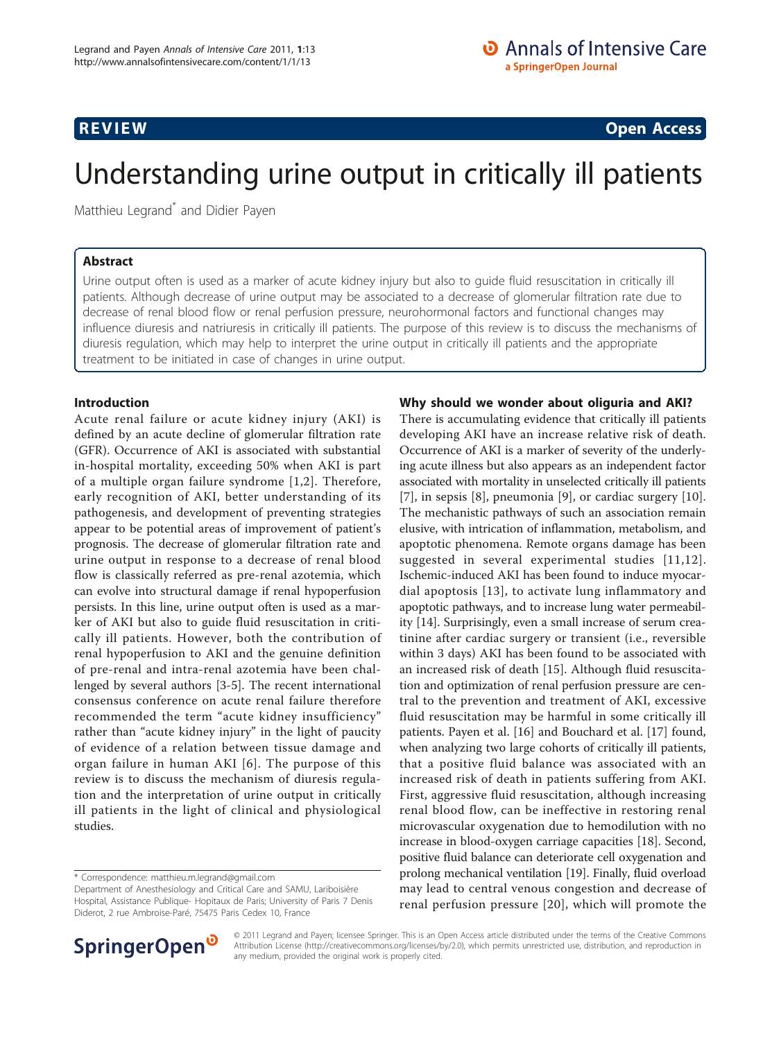**REVIEW** **Open Access**

# Understanding urine output in critically ill patients

Matthieu Legrand* and Didier Payen

## Abstract

Urine output often is used as a marker of acute kidney injury but also to guide fluid resuscitation in critically ill patients. Although decrease of urine output may be associated to a decrease of glomerular filtration rate due to decrease of renal blood flow or renal perfusion pressure, neurohormonal factors and functional changes may influence diuresis and natriuresis in critically ill patients. The purpose of this review is to discuss the mechanisms of diuresis regulation, which may help to interpret the urine output in critically ill patients and the appropriate treatment to be initiated in case of changes in urine output.

## Introduction

Acute renal failure or acute kidney injury (AKI) is defined by an acute decline of glomerular filtration rate (GFR). Occurrence of AKI is associated with substantial in-hospital mortality, exceeding 50% when AKI is part of a multiple organ failure syndrome [1,2]. Therefore, early recognition of AKI, better understanding of its pathogenesis, and development of preventing strategies appear to be potential areas of improvement of patient's prognosis. The decrease of glomerular filtration rate and urine output in response to a decrease of renal blood flow is classically referred as pre-renal azotemia, which can evolve into structural damage if renal hypoperfusion persists. In this line, urine output often is used as a marker of AKI but also to guide fluid resuscitation in critically ill patients. However, both the contribution of renal hypoperfusion to AKI and the genuine definition of pre-renal and intra-renal azotemia have been challenged by several authors [3-5]. The recent international consensus conference on acute renal failure therefore recommended the term "acute kidney insufficiency" rather than "acute kidney injury" in the light of paucity of evidence of a relation between tissue damage and organ failure in human AKI [6]. The purpose of this review is to discuss the mechanism of diuresis regulation and the interpretation of urine output in critically ill patients in the light of clinical and physiological studies.

## Why should we wonder about oliguria and AKI?

There is accumulating evidence that critically ill patients developing AKI have an increase relative risk of death. Occurrence of AKI is a marker of severity of the underlying acute illness but also appears as an independent factor associated with mortality in unselected critically ill patients [7], in sepsis [8], pneumonia [9], or cardiac surgery [10]. The mechanistic pathways of such an association remain elusive, with intrication of inflammation, metabolism, and apoptotic phenomena. Remote organs damage has been suggested in several experimental studies [11,12]. Ischemic-induced AKI has been found to induce myocardial apoptosis [13], to activate lung inflammatory and apoptotic pathways, and to increase lung water permeability [14]. Surprisingly, even a small increase of serum creatinine after cardiac surgery or transient (i.e., reversible within 3 days) AKI has been found to be associated with an increased risk of death [15]. Although fluid resuscitation and optimization of renal perfusion pressure are central to the prevention and treatment of AKI, excessive fluid resuscitation may be harmful in some critically ill patients. Payen et al. [16] and Bouchard et al. [17] found, when analyzing two large cohorts of critically ill patients, that a positive fluid balance was associated with an increased risk of death in patients suffering from AKI. First, aggressive fluid resuscitation, although increasing renal blood flow, can be ineffective in restoring renal microvascular oxygenation due to hemodilution with no increase in blood-oxygen carriage capacities [18]. Second, positive fluid balance can deteriorate cell oxygenation and prolong mechanical ventilation [19]. Finally, fluid overload may lead to central venous congestion and decrease of renal perfusion pressure [20], which will promote the

* Correspondence: matthieu.m.legrand@gmail.com
Department of Anesthesiology and Critical Care and SAMU, Lariboisière Hospital, Assistance Publique- Hopitaux de Paris; University of Paris 7 Denis Diderot, 2 rue Ambroise-Paré, 75475 Paris Cedex 10, France

© 2011 Legrand and Payen; licensee Springer. This is an Open Access article distributed under the terms of the Creative Commons Attribution License (http://creativecommons.org/licenses/by/2.0), which permits unrestricted use, distribution, and reproduction in any medium, provided the original work is properly cited.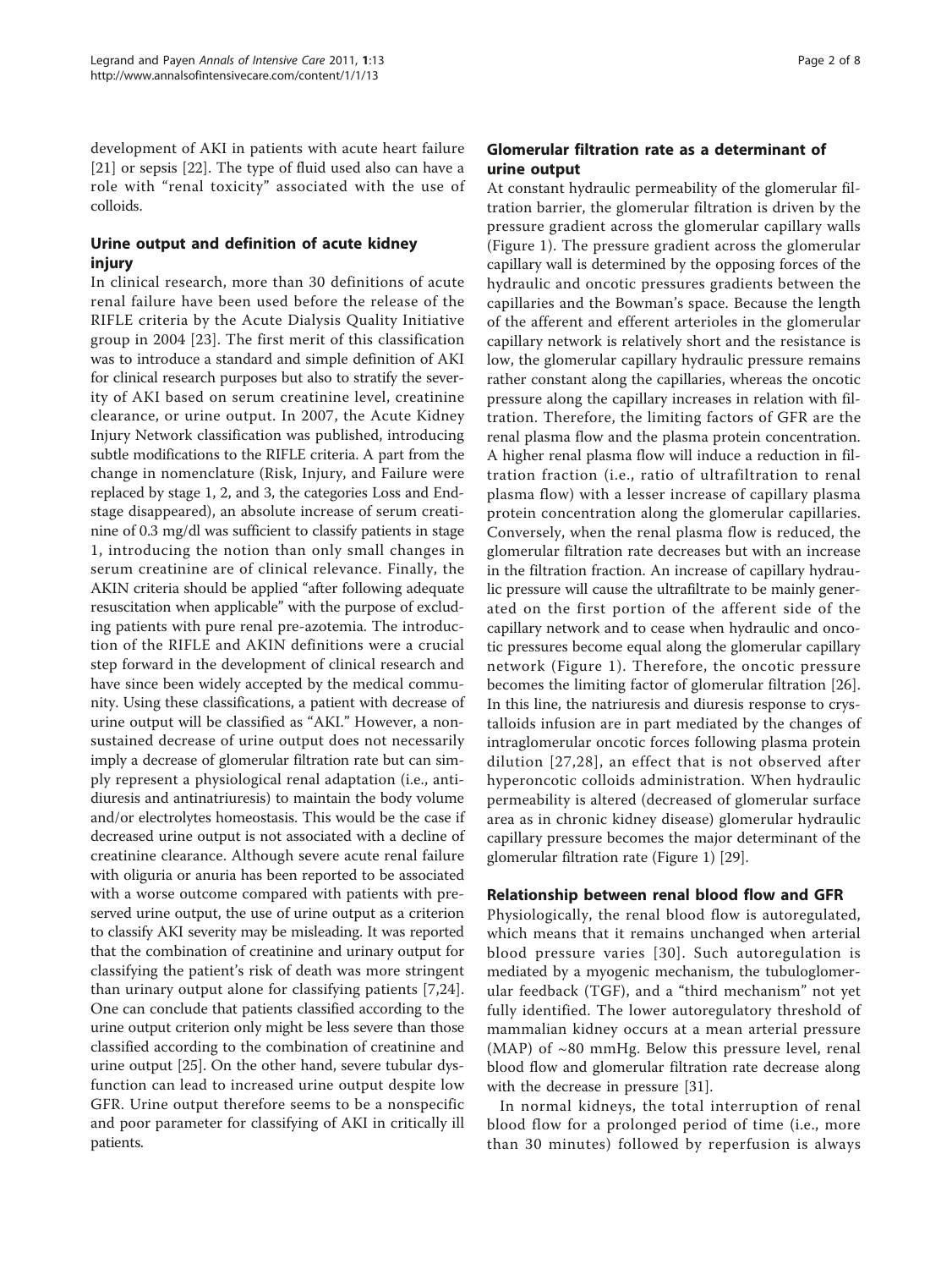development of AKI in patients with acute heart failure [21] or sepsis [22]. The type of fluid used also can have a role with "renal toxicity" associated with the use of colloids.

## Urine output and definition of acute kidney injury

In clinical research, more than 30 definitions of acute renal failure have been used before the release of the RIFLE criteria by the Acute Dialysis Quality Initiative group in 2004 [23]. The first merit of this classification was to introduce a standard and simple definition of AKI for clinical research purposes but also to stratify the severity of AKI based on serum creatinine level, creatinine clearance, or urine output. In 2007, the Acute Kidney Injury Network classification was published, introducing subtle modifications to the RIFLE criteria. A part from the change in nomenclature (Risk, Injury, and Failure were replaced by stage 1, 2, and 3, the categories Loss and End-stage disappeared), an absolute increase of serum creatinine of 0.3 mg/dl was sufficient to classify patients in stage 1, introducing the notion that only small changes in serum creatinine are of clinical relevance. Finally, the AKIN criteria should be applied "after following adequate resuscitation when applicable" with the purpose of excluding patients with pure renal pre-azotemia. The introduction of the RIFLE and AKIN definitions were a crucial step forward in the development of clinical research and have since been widely accepted by the medical community. Using these classifications, a patient with decrease of urine output will be classified as "AKI." However, a non-sustained decrease of urine output does not necessarily imply a decrease of glomerular filtration rate but can simply represent a physiological renal adaptation (i.e., antidiuresis and antinatriuresis) to maintain the body volume and/or electrolytes homeostasis. This would be the case if decreased urine output is not associated with a decline of creatinine clearance. Although severe acute renal failure with oliguria or anuria has been reported to be associated with a worse outcome compared with patients with preserved urine output, the use of urine output as a criterion to classify AKI severity may be misleading. It was reported that the combination of creatinine and urinary output for classifying the patient's risk of death was more stringent than urinary output alone for classifying patients [7,24]. One can conclude that patients classified according to the urine output criterion only might be less severe than those classified according to the combination of creatinine and urine output [25]. On the other hand, severe tubular dysfunction can lead to increased urine output despite low GFR. Urine output therefore seems to be a nonspecific and poor parameter for classifying of AKI in critically ill patients.

## Glomerular filtration rate as a determinant of urine output

At constant hydraulic permeability of the glomerular filtration barrier, the glomerular filtration is driven by the pressure gradient across the glomerular capillary walls (Figure 1). The pressure gradient across the glomerular capillary wall is determined by the opposing forces of the hydraulic and oncotic pressures gradients between the capillaries and the Bowman's space. Because the length of the afferent and efferent arterioles in the glomerular capillary network is relatively short and the resistance is low, the glomerular capillary hydraulic pressure remains rather constant along the capillaries, whereas the oncotic pressure along the capillary increases in relation with filtration. Therefore, the limiting factors of GFR are the renal plasma flow and the plasma protein concentration. A higher renal plasma flow will induce a reduction in filtration fraction (i.e., ratio of ultrafiltration to renal plasma flow) with a lesser increase of capillary plasma protein concentration along the glomerular capillaries. Conversely, when the renal plasma flow is reduced, the glomerular filtration rate decreases but with an increase in the filtration fraction. An increase of capillary hydraulic pressure will cause the ultrafiltrate to be mainly generated on the first portion of the afferent side of the capillary network and to cease when hydraulic and oncotic pressures become equal along the glomerular capillary network (Figure 1). Therefore, the oncotic pressure becomes the limiting factor of glomerular filtration [26]. In this line, the natriuresis and diuresis response to crystalloids infusion are in part mediated by the changes of intraglomerular oncotic forces following plasma protein dilution [27,28], an effect that is not observed after hyperoncotic colloids administration. When hydraulic permeability is altered (decreased of glomerular surface area as in chronic kidney disease) glomerular hydraulic capillary pressure becomes the major determinant of the glomerular filtration rate (Figure 1) [29].

## Relationship between renal blood flow and GFR

Physiologically, the renal blood flow is autoregulated, which means that it remains unchanged when arterial blood pressure varies [30]. Such autoregulation is mediated by a myogenic mechanism, the tubuloglomerular feedback (TGF), and a "third mechanism" not yet fully identified. The lower autoregulatory threshold of mammalian kidney occurs at a mean arterial pressure (MAP) of ~80 mmHg. Below this pressure level, renal blood flow and glomerular filtration rate decrease along with the decrease in pressure [31].

In normal kidneys, the total interruption of renal blood flow for a prolonged period of time (i.e., more than 30 minutes) followed by reperfusion is always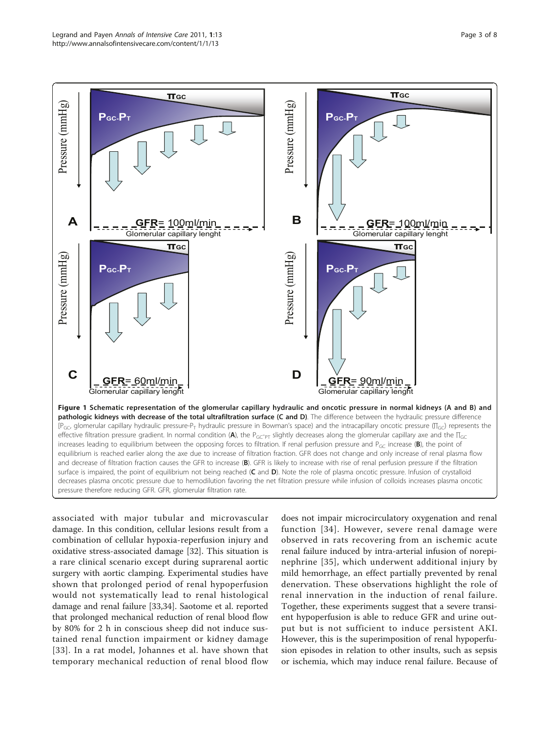**Figure 1 Schematic representation of the glomerular capillary hydraulic and oncotic pressure in normal kidneys (A and B) and pathologic kidneys with decrease of the total ultrafiltration surface (C and D)**. The difference between the hydraulic pressure difference [$P_{GC}$, glomerular capillary hydraulic pressure-$P_T$ hydraulic pressure in Bowman's space) and the intracapillary oncotic pressure ($\Pi_{GC}$) represents the effective filtration pressure gradient. In normal condition (**A**), the $P_{GC}$-$P_T$ slightly decreases along the glomerular capillary axe and the $\Pi_{GC}$ increases leading to equilibrium between the opposing forces to filtration. If renal perfusion pressure and $P_{GC}$ increase (**B**), the point of equilibrium is reached earlier along the axe due to increase of filtration fraction. GFR does not change and only increase of renal plasma flow and decrease of filtration fraction causes the GFR to increase (**B**). GFR is likely to increase with rise of renal perfusion pressure if the filtration surface is impaired, the point of equilibrium not being reached (**C** and **D**). Note the role of plasma oncotic pressure. Infusion of crystalloid decreases plasma oncotic pressure due to hemodilution favoring the net filtration pressure while infusion of colloids increases plasma oncotic pressure therefore reducing GFR. GFR, glomerular filtration rate.

associated with major tubular and microvascular damage. In this condition, cellular lesions result from a combination of cellular hypoxia-reperfusion injury and oxidative stress-associated damage [32]. This situation is a rare clinical scenario except during suprarenal aortic surgery with aortic clamping. Experimental studies have shown that prolonged period of renal hypoperfusion would not systematically lead to renal histological damage and renal failure [33,34]. Saotome et al. reported that prolonged mechanical reduction of renal blood flow by 80% for 2 h in conscious sheep did not induce sustained renal function impairment or kidney damage [33]. In a rat model, Johannes et al. have shown that temporary mechanical reduction of renal blood flow does not impair microcirculatory oxygenation and renal function [34]. However, severe renal damage were observed in rats recovering from an ischemic acute renal failure induced by intra-arterial infusion of norepinephrine [35], which underwent additional injury by mild hemorrhage, an effect partially prevented by renal denervation. These observations highlight the role of renal innervation in the induction of renal failure. Together, these experiments suggest that a severe transient hypoperfusion is able to reduce GFR and urine output but is not sufficient to induce persistent AKI. However, this is the superimposition of renal hypoperfusion episodes in relation to other insults, such as sepsis or ischemia, which may induce renal failure. Because of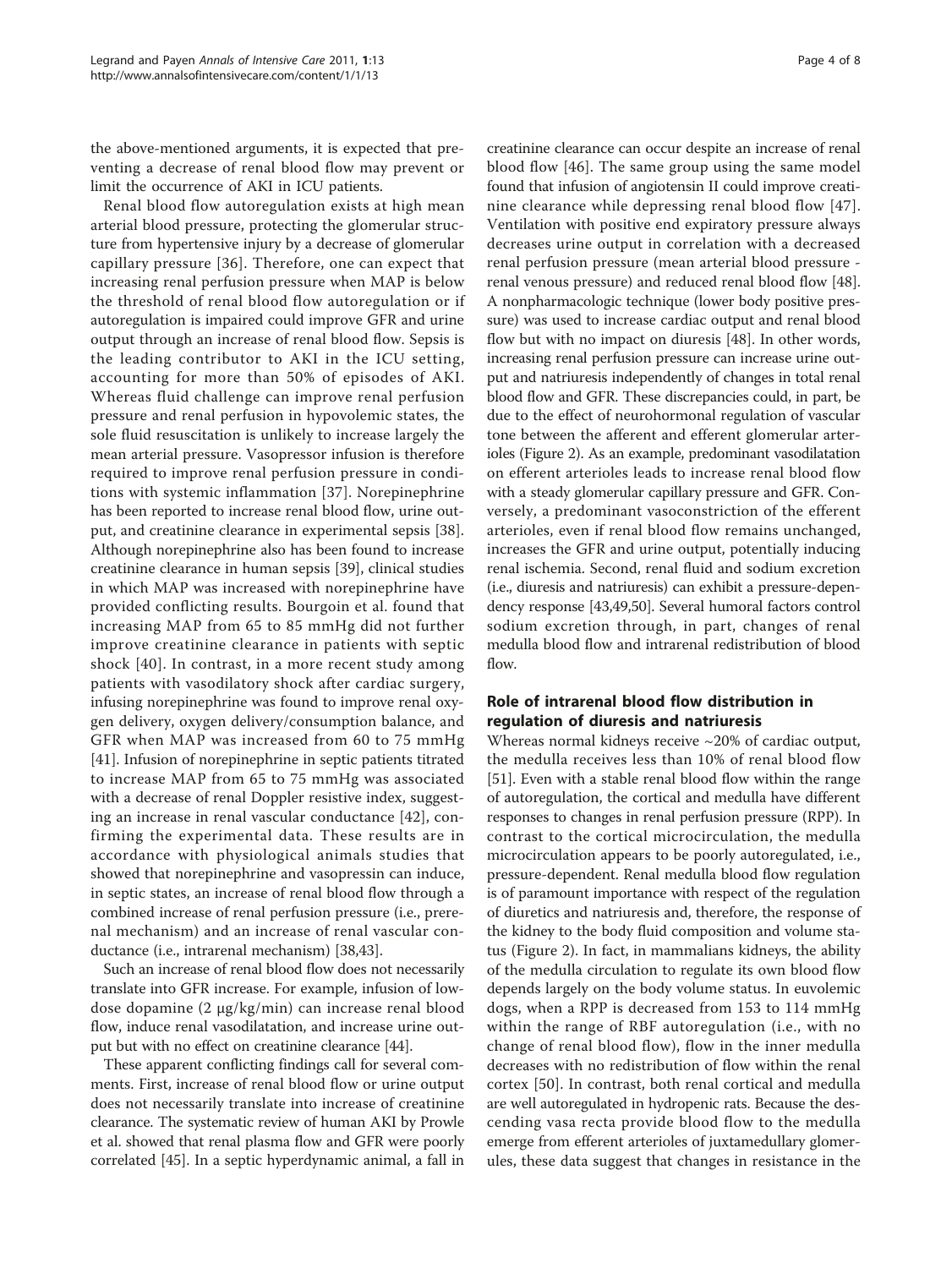the above-mentioned arguments, it is expected that preventing a decrease of renal blood flow may prevent or limit the occurrence of AKI in ICU patients.

Renal blood flow autoregulation exists at high mean arterial blood pressure, protecting the glomerular structure from hypertensive injury by a decrease of glomerular capillary pressure [36]. Therefore, one can expect that increasing renal perfusion pressure when MAP is below the threshold of renal blood flow autoregulation or if autoregulation is impaired could improve GFR and urine output through an increase of renal blood flow. Sepsis is the leading contributor to AKI in the ICU setting, accounting for more than 50% of episodes of AKI. Whereas fluid challenge can improve renal perfusion pressure and renal perfusion in hypovolemic states, the sole fluid resuscitation is unlikely to increase largely the mean arterial pressure. Vasopressor infusion is therefore required to improve renal perfusion pressure in conditions with systemic inflammation [37]. Norepinephrine has been reported to increase renal blood flow, urine output, and creatinine clearance in experimental sepsis [38]. Although norepinephrine also has been found to increase creatinine clearance in human sepsis [39], clinical studies in which MAP was increased with norepinephrine have provided conflicting results. Bourgoin et al. found that increasing MAP from 65 to 85 mmHg did not further improve creatinine clearance in patients with septic shock [40]. In contrast, in a more recent study among patients with vasodilatory shock after cardiac surgery, infusing norepinephrine was found to improve renal oxygen delivery, oxygen delivery/consumption balance, and GFR when MAP was increased from 60 to 75 mmHg [41]. Infusion of norepinephrine in septic patients titrated to increase MAP from 65 to 75 mmHg was associated with a decrease of renal Doppler resistive index, suggesting an increase in renal vascular conductance [42], confirming the experimental data. These results are in accordance with physiological animals studies that showed that norepinephrine and vasopressin can induce, in septic states, an increase of renal blood flow through a combined increase of renal perfusion pressure (i.e., prerenal mechanism) and an increase of renal vascular conductance (i.e., intrarenal mechanism) [38,43].

Such an increase of renal blood flow does not necessarily translate into GFR increase. For example, infusion of low-dose dopamine (2 μg/kg/min) can increase renal blood flow, induce renal vasodilatation, and increase urine output but with no effect on creatinine clearance [44].

These apparent conflicting findings call for several comments. First, increase of renal blood flow or urine output does not necessarily translate into increase of creatinine clearance. The systematic review of human AKI by Prowle et al. showed that renal plasma flow and GFR were poorly correlated [45]. In a septic hyperdynamic animal, a fall in creatinine clearance can occur despite an increase of renal blood flow [46]. The same group using the same model found that infusion of angiotensin II could improve creatinine clearance while depressing renal blood flow [47]. Ventilation with positive end expiratory pressure always decreases urine output in correlation with a decreased renal perfusion pressure (mean arterial blood pressure - renal venous pressure) and reduced renal blood flow [48]. A nonpharmacologic technique (lower body positive pressure) was used to increase cardiac output and renal blood flow but with no impact on diuresis [48]. In other words, increasing renal perfusion pressure can increase urine output and natriuresis independently of changes in total renal blood flow and GFR. These discrepancies could, in part, be due to the effect of neurohormonal regulation of vascular tone between the afferent and efferent glomerular arterioles (Figure 2). As an example, predominant vasodilatation on efferent arterioles leads to increase renal blood flow with a steady glomerular capillary pressure and GFR. Conversely, a predominant vasoconstriction of the efferent arterioles, even if renal blood flow remains unchanged, increases the GFR and urine output, potentially inducing renal ischemia. Second, renal fluid and sodium excretion (i.e., diuresis and natriuresis) can exhibit a pressure-dependency response [43,49,50]. Several humoral factors control sodium excretion through, in part, changes of renal medulla blood flow and intrarenal redistribution of blood flow.

## Role of intrarenal blood flow distribution in regulation of diuresis and natriuresis

Whereas normal kidneys receive ~20% of cardiac output, the medulla receives less than 10% of renal blood flow [51]. Even with a stable renal blood flow within the range of autoregulation, the cortical and medulla have different responses to changes in renal perfusion pressure (RPP). In contrast to the cortical microcirculation, the medulla microcirculation appears to be poorly autoregulated, i.e., pressure-dependent. Renal medulla blood flow regulation is of paramount importance with respect of the regulation of diuretics and natriuresis and, therefore, the response of the kidney to the body fluid composition and volume status (Figure 2). In fact, in mammalians kidneys, the ability of the medulla circulation to regulate its own blood flow depends largely on the body volume status. In euvolemic dogs, when a RPP is decreased from 153 to 114 mmHg within the range of RBF autoregulation (i.e., with no change of renal blood flow), flow in the inner medulla decreases with no redistribution of flow within the renal cortex [50]. In contrast, both renal cortical and medulla are well autoregulated in hydropenic rats. Because the descending vasa recta provide blood flow to the medulla emerge from efferent arterioles of juxtamedullary glomerules, these data suggest that changes in resistance in the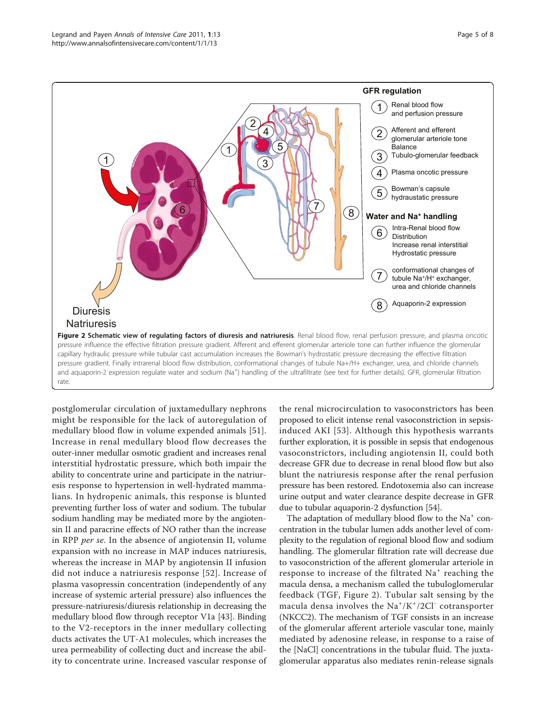**Figure 2 Schematic view of regulating factors of diuresis and natriuresis**. Renal blood flow, renal perfusion pressure, and plasma oncotic pressure influence the effective filtration pressure gradient. Afferent and efferent glomerular arteriole tone can further influence the glomerular capillary hydraulic pressure while tubular cast accumulation increases the Bowman's hydrostatic pressure decreasing the effective filtration pressure gradient. Finally intrarenal blood flow distribution, conformational changes of tubule Na+/H+ exchanger, urea, and chloride channels and aquaporin-2 expression regulate water and sodium ($Na^+$) handling of the ultrafiltrate (see text for further details). GFR, glomerular filtration rate.

postglomerular circulation of juxtamedullary nephrons might be responsible for the lack of autoregulation of medullary blood flow in volume expended animals [51]. Increase in renal medullary blood flow decreases the outer-inner medullar osmotic gradient and increases renal interstitial hydrostatic pressure, which both impair the ability to concentrate urine and participate in the natriuresis response to hypertension in well-hydrated mammalians. In hydropenic animals, this response is blunted preventing further loss of water and sodium. The tubular sodium handling may be mediated more by the angiotensin II and paracrine effects of NO rather than the increase in RPP *per se*. In the absence of angiotensin II, volume expansion with no increase in MAP induces natriuresis, whereas the increase in MAP by angiotensin II infusion did not induce a natriuresis response [52]. Increase of plasma vasopressin concentration (independently of any increase of systemic arterial pressure) also influences the pressure-natriuresis/diuresis relationship in decreasing the medullary blood flow through receptor V1a [43]. Binding to the V2-receptors in the inner medullary collecting ducts activates the UT-A1 molecules, which increases the urea permeability of collecting duct and increase the ability to concentrate urine. Increased vascular response of the renal microcirculation to vasoconstrictors has been proposed to elicit intense renal vasoconstriction in sepsis-induced AKI [53]. Although this hypothesis warrants further exploration, it is possible in sepsis that endogenous vasoconstrictors, including angiotensin II, could both decrease GFR due to decrease in renal blood flow but also blunt the natriuresis response after the renal perfusion pressure has been restored. Endotoxemia also can increase urine output and water clearance despite decrease in GFR due to tubular aquaporin-2 dysfunction [54].

The adaptation of medullary blood flow to the $Na^+$ concentration in the tubular lumen adds another level of complexity to the regulation of regional blood flow and sodium handling. The glomerular filtration rate will decrease due to vasoconstriction of the afferent glomerular arteriole in response to increase of the filtrated $Na^+$ reaching the macula densa, a mechanism called the tubuloglomerular feedback (TGF, Figure 2). Tubular salt sensing by the macula densa involves the $Na^+/K^+/2Cl^-$ cotransporter (NKCC2). The mechanism of TGF consists in an increase of the glomerular afferent arteriole vascular tone, mainly mediated by adenosine release, in response to a raise of the [NaCl] concentrations in the tubular fluid. The juxtaglomerular apparatus also mediates renin-release signals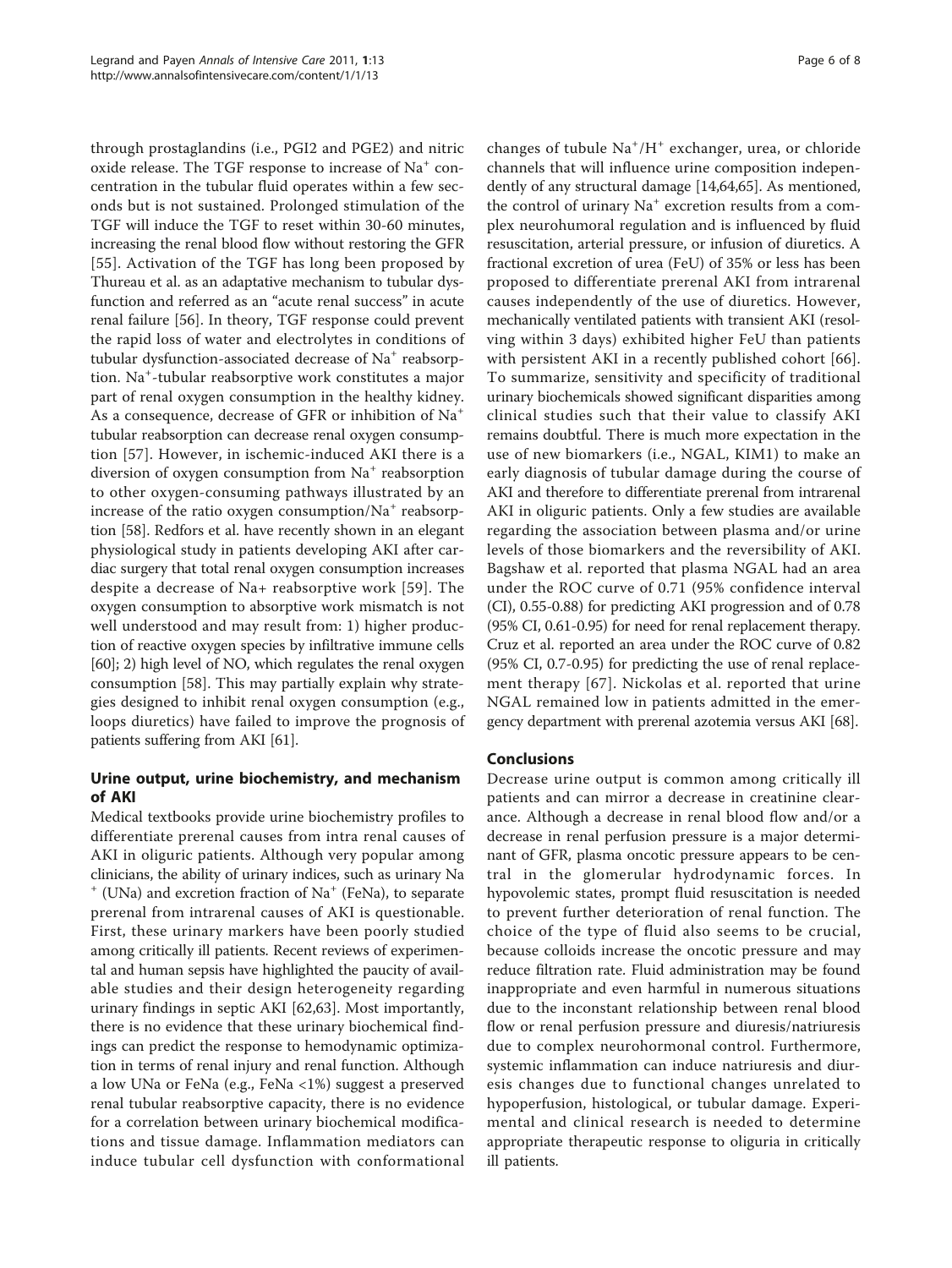through prostaglandins (i.e., PGI2 and PGE2) and nitric oxide release. The TGF response to increase of $Na^+$ concentration in the tubular fluid operates within a few seconds but is not sustained. Prolonged stimulation of the TGF will induce the TGF to reset within 30-60 minutes, increasing the renal blood flow without restoring the GFR [55]. Activation of the TGF has long been proposed by Thureau et al. as an adaptative mechanism to tubular dysfunction and referred as an "acute renal success" in acute renal failure [56]. In theory, TGF response could prevent the rapid loss of water and electrolytes in conditions of tubular dysfunction-associated decrease of $Na^+$ reabsorption. $Na^+$-tubular reabsorptive work constitutes a major part of renal oxygen consumption in the healthy kidney. As a consequence, decrease of GFR or inhibition of $Na^+$ tubular reabsorption can decrease renal oxygen consumption [57]. However, in ischemic-induced AKI there is a diversion of oxygen consumption from $Na^+$ reabsorption to other oxygen-consuming pathways illustrated by an increase of the ratio oxygen consumption/$Na^+$ reabsorption [58]. Redfors et al. have recently shown in an elegant physiological study in patients developing AKI after cardiac surgery that total renal oxygen consumption increases despite a decrease of Na+ reabsorptive work [59]. The oxygen consumption to absorptive work mismatch is not well understood and may result from: 1) higher production of reactive oxygen species by infiltrative immune cells [60]; 2) high level of NO, which regulates the renal oxygen consumption [58]. This may partially explain why strategies designed to inhibit renal oxygen consumption (e.g., loops diuretics) have failed to improve the prognosis of patients suffering from AKI [61].

## Urine output, urine biochemistry, and mechanism of AKI

Medical textbooks provide urine biochemistry profiles to differentiate prerenal causes from intra renal causes of AKI in oliguric patients. Although very popular among clinicians, the ability of urinary indices, such as urinary $Na^+$ (UNa) and excretion fraction of $Na^+$ (FeNa), to separate prerenal from intrarenal causes of AKI is questionable. First, these urinary markers have been poorly studied among critically ill patients. Recent reviews of experimental and human sepsis have highlighted the paucity of available studies and their design heterogeneity regarding urinary findings in septic AKI [62,63]. Most importantly, there is no evidence that these urinary biochemical findings can predict the response to hemodynamic optimization in terms of renal injury and renal function. Although a low UNa or FeNa (e.g., FeNa <1%) suggest a preserved renal tubular reabsorptive capacity, there is no evidence for a correlation between urinary biochemical modifications and tissue damage. Inflammation mediators can induce tubular cell dysfunction with conformational changes of tubule $Na^+/H^+$ exchanger, urea, or chloride channels that will influence urine composition independently of any structural damage [14,64,65]. As mentioned, the control of urinary $Na^+$ excretion results from a complex neurohumoral regulation and is influenced by fluid resuscitation, arterial pressure, or infusion of diuretics. A fractional excretion of urea (FeU) of 35% or less has been proposed to differentiate prerenal AKI from intrarenal causes independently of the use of diuretics. However, mechanically ventilated patients with transient AKI (resolving within 3 days) exhibited higher FeU than patients with persistent AKI in a recently published cohort [66]. To summarize, sensitivity and specificity of traditional urinary biochemicals showed significant disparities among clinical studies such that their value to classify AKI remains doubtful. There is much more expectation in the use of new biomarkers (i.e., NGAL, KIM1) to make an early diagnosis of tubular damage during the course of AKI and therefore to differentiate prerenal from intrarenal AKI in oliguric patients. Only a few studies are available regarding the association between plasma and/or urine levels of those biomarkers and the reversibility of AKI. Bagshaw et al. reported that plasma NGAL had an area under the ROC curve of 0.71 (95% confidence interval (CI), 0.55-0.88) for predicting AKI progression and of 0.78 (95% CI, 0.61-0.95) for need for renal replacement therapy. Cruz et al. reported an area under the ROC curve of 0.82 (95% CI, 0.7-0.95) for predicting the use of renal replacement therapy [67]. Nickolas et al. reported that urine NGAL remained low in patients admitted in the emergency department with prerenal azotemia versus AKI [68].

## Conclusions

Decrease urine output is common among critically ill patients and can mirror a decrease in creatinine clearance. Although a decrease in renal blood flow and/or a decrease in renal perfusion pressure is a major determinant of GFR, plasma oncotic pressure appears to be central in the glomerular hydrodynamic forces. In hypovolemic states, prompt fluid resuscitation is needed to prevent further deterioration of renal function. The choice of the type of fluid also seems to be crucial, because colloids increase the oncotic pressure and may reduce filtration rate. Fluid administration may be found inappropriate and even harmful in numerous situations due to the inconstant relationship between renal blood flow or renal perfusion pressure and diuresis/natriuresis due to complex neurohormonal control. Furthermore, systemic inflammation can induce natriuresis and diuresis changes due to functional changes unrelated to hypoperfusion, histological, or tubular damage. Experimental and clinical research is needed to determine appropriate therapeutic response to oliguria in critically ill patients.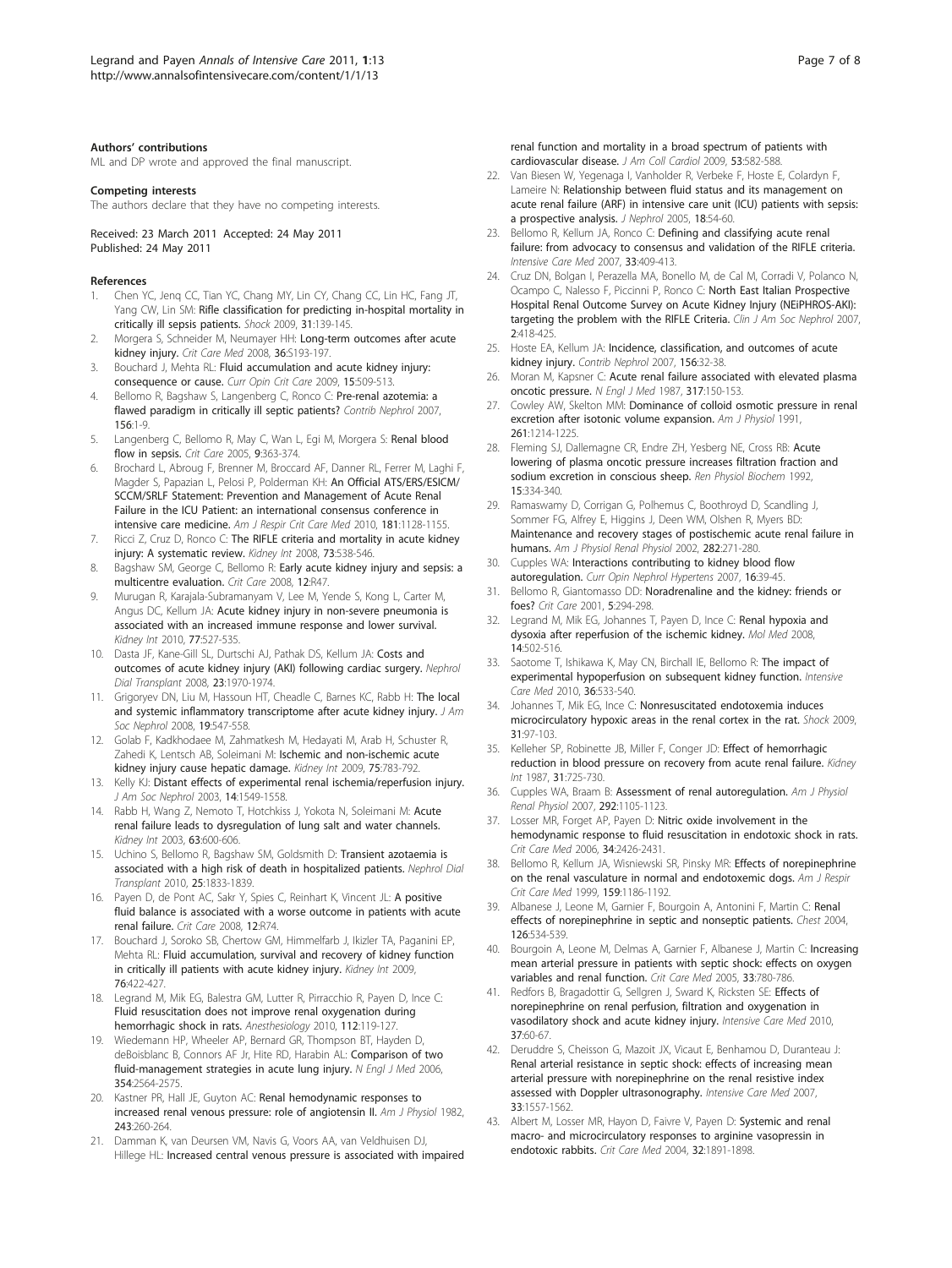#### Authors' contributions

ML and DP wrote and approved the final manuscript.

#### Competing interests

The authors declare that they have no competing interests.

Received: 23 March 2011 Accepted: 24 May 2011
Published: 24 May 2011

#### References

1. Chen YC, Jenq CC, Tian YC, Chang MY, Lin CY, Chang CC, Lin HC, Fang JT, Yang CW, Lin SM: **Rifle classification for predicting in-hospital mortality in critically ill sepsis patients.** *Shock* 2009, **31**:139-145.
2. Morgera S, Schneider M, Neumayer HH: **Long-term outcomes after acute kidney injury.** *Crit Care Med* 2008, **36**:S193-197.
3. Bouchard J, Mehta RL: **Fluid accumulation and acute kidney injury: consequence or cause.** *Curr Opin Crit Care* 2009, **15**:509-513.
4. Bellomo R, Bagshaw S, Langenberg C, Ronco C: **Pre-renal azotemia: a flawed paradigm in critically ill septic patients?** *Contrib Nephrol* 2007, **156**:1-9.
5. Langenberg C, Bellomo R, May C, Wan L, Egi M, Morgera S: **Renal blood flow in sepsis.** *Crit Care* 2005, **9**:363-374.
6. Brochard L, Abroug F, Brenner M, Broccard AF, Danner RL, Ferrer M, Laghi F, Magder S, Papazian L, Pelosi P, Polderman KH: **An Official ATS/ERS/ESICM/SCCM/SRLF Statement: Prevention and Management of Acute Renal Failure in the ICU Patient: an international consensus conference in intensive care medicine.** *Am J Respir Crit Care Med* 2010, **181**:1128-1155.
7. Ricci Z, Cruz D, Ronco C: **The RIFLE criteria and mortality in acute kidney injury: A systematic review.** *Kidney Int* 2008, **73**:538-546.
8. Bagshaw SM, George C, Bellomo R: **Early acute kidney injury and sepsis: a multicentre evaluation.** *Crit Care* 2008, **12**:R47.
9. Murugan R, Karajala-Subramanyam V, Lee M, Yende S, Kong L, Carter M, Angus DC, Kellum JA: **Acute kidney injury in non-severe pneumonia is associated with an increased immune response and lower survival.** *Kidney Int* 2010, **77**:527-535.
10. Dasta JF, Kane-Gill SL, Durtschi AJ, Pathak DS, Kellum JA: **Costs and outcomes of acute kidney injury (AKI) following cardiac surgery.** *Nephrol Dial Transplant* 2008, **23**:1970-1974.
11. Grigoryev DN, Liu M, Hassoun HT, Cheadle C, Barnes KC, Rabb H: **The local and systemic inflammatory transcriptome after acute kidney injury.** *J Am Soc Nephrol* 2008, **19**:547-558.
12. Golab F, Kadkhodaee M, Zahmatkesh M, Hedayati M, Arab H, Schuster R, Zahedi K, Lentsch AB, Soleimani M: **Ischemic and non-ischemic acute kidney injury cause hepatic damage.** *Kidney Int* 2009, **75**:783-792.
13. Kelly KJ: **Distant effects of experimental renal ischemia/reperfusion injury.** *J Am Soc Nephrol* 2003, **14**:1549-1558.
14. Rabb H, Wang Z, Nemoto T, Hotchkiss J, Yokota N, Soleimani M: **Acute renal failure leads to dysregulation of lung salt and water channels.** *Kidney Int* 2003, **63**:600-606.
15. Uchino S, Bellomo R, Bagshaw SM, Goldsmith D: **Transient azotaemia is associated with a high risk of death in hospitalized patients.** *Nephrol Dial Transplant* 2010, **25**:1833-1839.
16. Payen D, de Pont AC, Sakr Y, Spies C, Reinhart K, Vincent JL: **A positive fluid balance is associated with a worse outcome in patients with acute renal failure.** *Crit Care* 2008, **12**:R74.
17. Bouchard J, Soroko SB, Chertow GM, Himmelfarb J, Ikizler TA, Paganini EP, Mehta RL: **Fluid accumulation, survival and recovery of kidney function in critically ill patients with acute kidney injury.** *Kidney Int* 2009, **76**:422-427.
18. Legrand M, Mik EG, Balestra GM, Lutter R, Pirracchio R, Payen D, Ince C: **Fluid resuscitation does not improve renal oxygenation during hemorrhagic shock in rats.** *Anesthesiology* 2010, **112**:119-127.
19. Wiedemann HP, Wheeler AP, Bernard GR, Thompson BT, Hayden D, deBoisblanc B, Connors AF Jr, Hite RD, Harabin AL: **Comparison of two fluid-management strategies in acute lung injury.** *N Engl J Med* 2006, **354**:2564-2575.
20. Kastner PR, Hall JE, Guyton AC: **Renal hemodynamic responses to increased renal venous pressure: role of angiotensin II.** *Am J Physiol* 1982, **243**:260-264.
21. Damman K, van Deursen VM, Navis G, Voors AA, van Veldhuisen DJ, Hillege HL: **Increased central venous pressure is associated with impaired renal function and mortality in a broad spectrum of patients with cardiovascular disease.** *J Am Coll Cardiol* 2009, **53**:582-588.
22. Van Biesen W, Yegenaga I, Vanholder R, Verbeke F, Hoste E, Colardyn F, Lameire N: **Relationship between fluid status and its management on acute renal failure (ARF) in intensive care unit (ICU) patients with sepsis: a prospective analysis.** *J Nephrol* 2005, **18**:54-60.
23. Bellomo R, Kellum JA, Ronco C: **Defining and classifying acute renal failure: from advocacy to consensus and validation of the RIFLE criteria.** *Intensive Care Med* 2007, **33**:409-413.
24. Cruz DN, Bolgan I, Perazella MA, Bonello M, de Cal M, Corradi V, Polanco N, Ocampo C, Nalesso F, Piccinni P, Ronco C: **North East Italian Prospective Hospital Renal Outcome Survey on Acute Kidney Injury (NEiPHROS-AKI): targeting the problem with the RIFLE Criteria.** *Clin J Am Soc Nephrol* 2007, **2**:418-425.
25. Hoste EA, Kellum JA: **Incidence, classification, and outcomes of acute kidney injury.** *Contrib Nephrol* 2007, **156**:32-38.
26. Moran M, Kapsner C: **Acute renal failure associated with elevated plasma oncotic pressure.** *N Engl J Med* 1987, **317**:150-153.
27. Cowley AW, Skelton MM: **Dominance of colloid osmotic pressure in renal excretion after isotonic volume expansion.** *Am J Physiol* 1991, **261**:1214-1225.
28. Fleming SJ, Dallemagne CR, Endre ZH, Yesberg NE, Cross RB: **Acute lowering of plasma oncotic pressure increases filtration fraction and sodium excretion in conscious sheep.** *Ren Physiol Biochem* 1992, **15**:334-340.
29. Ramaswamy D, Corrigan G, Polhemus C, Boothroyd D, Scandling J, Sommer FG, Alfrey E, Higgins J, Deen WM, Olshen R, Myers BD: **Maintenance and recovery stages of postischemic acute renal failure in humans.** *Am J Physiol Renal Physiol* 2002, **282**:271-280.
30. Cupples WA: **Interactions contributing to kidney blood flow autoregulation.** *Curr Opin Nephrol Hypertens* 2007, **16**:39-45.
31. Bellomo R, Giantomasso DD: **Noradrenaline and the kidney: friends or foes?** *Crit Care* 2001, **5**:294-298.
32. Legrand M, Mik EG, Johannes T, Payen D, Ince C: **Renal hypoxia and dysoxia after reperfusion of the ischemic kidney.** *Mol Med* 2008, **14**:502-516.
33. Saotome T, Ishikawa K, May CN, Birchall IE, Bellomo R: **The impact of experimental hypoperfusion on subsequent kidney function.** *Intensive Care Med* 2010, **36**:533-540.
34. Johannes T, Mik EG, Ince C: **Nonresuscitated endotoxemia induces microcirculatory hypoxic areas in the renal cortex in the rat.** *Shock* 2009, **31**:97-103.
35. Kelleher SP, Robinette JB, Miller F, Conger JD: **Effect of hemorrhagic reduction in blood pressure on recovery from acute renal failure.** *Kidney Int* 1987, **31**:725-730.
36. Cupples WA, Braam B: **Assessment of renal autoregulation.** *Am J Physiol Renal Physiol* 2007, **292**:1105-1123.
37. Losser MR, Forget AP, Payen D: **Nitric oxide involvement in the hemodynamic response to fluid resuscitation in endotoxic shock in rats.** *Crit Care Med* 2006, **34**:2426-2431.
38. Bellomo R, Kellum JA, Wisniewski SR, Pinsky MR: **Effects of norepinephrine on the renal vasculature in normal and endotoxemic dogs.** *Am J Respir Crit Care Med* 1999, **159**:1186-1192.
39. Albanese J, Leone M, Garnier F, Bourgoin A, Antonini F, Martin C: **Renal effects of norepinephrine in septic and nonseptic patients.** *Chest* 2004, **126**:534-539.
40. Bourgoin A, Leone M, Delmas A, Garnier F, Albanese J, Martin C: **Increasing mean arterial pressure in patients with septic shock: effects on oxygen variables and renal function.** *Crit Care Med* 2005, **33**:780-786.
41. Redfors B, Bragadottir G, Sellgren J, Sward K, Ricksten SE: **Effects of norepinephrine on renal perfusion, filtration and oxygenation in vasodilatory shock and acute kidney injury.** *Intensive Care Med* 2010, **37**:60-67.
42. Deruddre S, Cheisson G, Mazoit JX, Vicaut E, Benhamou D, Duranteau J: **Renal arterial resistance in septic shock: effects of increasing mean arterial pressure with norepinephrine on the renal resistive index assessed with Doppler ultrasonography.** *Intensive Care Med* 2007, **33**:1557-1562.
43. Albert M, Losser MR, Hayon D, Faivre V, Payen D: **Systemic and renal macro- and microcirculatory responses to arginine vasopressin in endotoxic rabbits.** *Crit Care Med* 2004, **32**:1891-1898.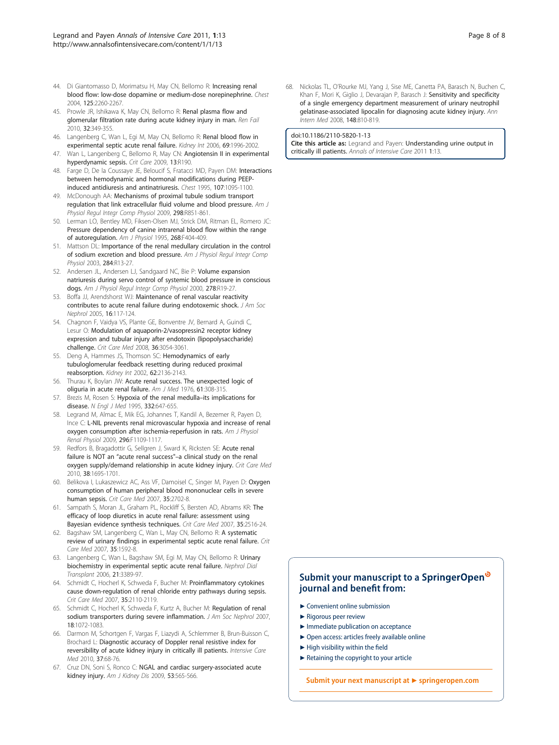44. Di Giantomasso D, Morimatsu H, May CN, Bellomo R: Increasing renal blood flow: low-dose dopamine or medium-dose norepinephrine. *Chest* 2004, **125**:2260-2267.
45. Prowle JR, Ishikawa K, May CN, Bellomo R: Renal plasma flow and glomerular filtration rate during acute kidney injury in man. *Ren Fail* 2010, **32**:349-355.
46. Langenberg C, Wan L, Egi M, May CN, Bellomo R: Renal blood flow in experimental septic acute renal failure. *Kidney Int* 2006, **69**:1996-2002.
47. Wan L, Langenberg C, Bellomo R, May CN: Angiotensin II in experimental hyperdynamic sepsis. *Crit Care* 2009, **13**:R190.
48. Farge D, De la Coussaye JE, Beloucif S, Fratacci MD, Payen DM: Interactions between hemodynamic and hormonal modifications during PEEP-induced antidiuresis and antinatriuresis. *Chest* 1995, **107**:1095-1100.
49. McDonough AA: Mechanisms of proximal tubule sodium transport regulation that link extracellular fluid volume and blood pressure. *Am J Physiol Regul Integr Comp Physiol* 2009, **298**:R851-861.
50. Lerman LO, Bentley MD, Fiksen-Olsen MJ, Strick DM, Ritman EL, Romero JC: Pressure dependency of canine intrarenal blood flow within the range of autoregulation. *Am J Physiol* 1995, **268**:F404-409.
51. Mattson DL: Importance of the renal medullary circulation in the control of sodium excretion and blood pressure. *Am J Physiol Regul Integr Comp Physiol* 2003, **284**:R13-27.
52. Andersen JL, Andersen LJ, Sandgaard NC, Bie P: Volume expansion natriuresis during servo control of systemic blood pressure in conscious dogs. *Am J Physiol Regul Integr Comp Physiol* 2000, **278**:R19-27.
53. Boffa JJ, Arendshorst WJ: Maintenance of renal vascular reactivity contributes to acute renal failure during endotoxemic shock. *J Am Soc Nephrol* 2005, **16**:117-124.
54. Chagnon F, Vaidya VS, Plante GE, Bonventre JV, Bernard A, Guindi C, Lesur O: Modulation of aquaporin-2/vasopressin2 receptor kidney expression and tubular injury after endotoxin (lipopolysaccharide) challenge. *Crit Care Med* 2008, **36**:3054-3061.
55. Deng A, Hammes JS, Thomson SC: Hemodynamics of early tubuloglomerular feedback resetting during reduced proximal reabsorption. *Kidney Int* 2002, **62**:2136-2143.
56. Thurau K, Boylan JW: Acute renal success. The unexpected logic of oliguria in acute renal failure. *Am J Med* 1976, **61**:308-315.
57. Brezis M, Rosen S: Hypoxia of the renal medulla–its implications for disease. *N Engl J Med* 1995, **332**:647-655.
58. Legrand M, Almac E, Mik EG, Johannes T, Kandil A, Bezemer R, Payen D, Ince C: L-NIL prevents renal microvascular hypoxia and increase of renal oxygen consumption after ischemia-reperfusion in rats. *Am J Physiol Renal Physiol* 2009, **296**:F1109-1117.
59. Redfors B, Bragadottir G, Sellgren J, Sward K, Ricksten SE: Acute renal failure is NOT an "acute renal success"–a clinical study on the renal oxygen supply/demand relationship in acute kidney injury. *Crit Care Med* 2010, **38**:1695-1701.
60. Belikova I, Lukaszewicz AC, Ass VF, Damoisel C, Singer M, Payen D: Oxygen consumption of human peripheral blood mononuclear cells in severe human sepsis. *Crit Care Med* 2007, **35**:2702-8.
61. Sampath S, Moran JL, Graham PL, Rockliff S, Bersten AD, Abrams KR: The efficacy of loop diuretics in acute renal failure: assessment using Bayesian evidence synthesis techniques. *Crit Care Med* 2007, **35**:2516-24.
62. Bagshaw SM, Langenberg C, Wan L, May CN, Bellomo R: A systematic review of urinary findings in experimental septic acute renal failure. *Crit Care Med* 2007, **35**:1592-8.
63. Langenberg C, Wan L, Bagshaw SM, Egi M, May CN, Bellomo R: Urinary biochemistry in experimental septic acute renal failure. *Nephrol Dial Transplant* 2006, **21**:3389-97.
64. Schmidt C, Hocherl K, Schweda F, Bucher M: Proinflammatory cytokines cause down-regulation of renal chloride entry pathways during sepsis. *Crit Care Med* 2007, **35**:2110-2119.
65. Schmidt C, Hocherl K, Schweda F, Kurtz A, Bucher M: Regulation of renal sodium transporters during severe inflammation. *J Am Soc Nephrol* 2007, **18**:1072-1083.
66. Darmon M, Schortgen F, Vargas F, Liazydi A, Schlemmer B, Brun-Buisson C, Brochard L: Diagnostic accuracy of Doppler renal resistive index for reversibility of acute kidney injury in critically ill patients. *Intensive Care Med* 2010, **37**:68-76.
67. Cruz DN, Soni S, Ronco C: NGAL and cardiac surgery-associated acute kidney injury. *Am J Kidney Dis* 2009, **53**:565-566.
68. Nickolas TL, O'Rourke MJ, Yang J, Sise ME, Canetta PA, Barasch N, Buchen C, Khan F, Mori K, Giglio J, Devarajan P, Barasch J: Sensitivity and specificity of a single emergency department measurement of urinary neutrophil gelatinase-associated lipocalin for diagnosing acute kidney injury. *Ann Intern Med* 2008, **148**:810-819.

doi:10.1186/2110-5820-1-13

**Cite this article as:** Legrand and Payen: Understanding urine output in critically ill patients. *Annals of Intensive Care* 2011 **1**:13.

**Submit your manuscript to a SpringerOpen journal and benefit from:**

- ► Convenient online submission
- ► Rigorous peer review
- ► Immediate publication on acceptance
- ► Open access: articles freely available online
- ► High visibility within the field
- ► Retaining the copyright to your article

**Submit your next manuscript at ► springeropen.com**